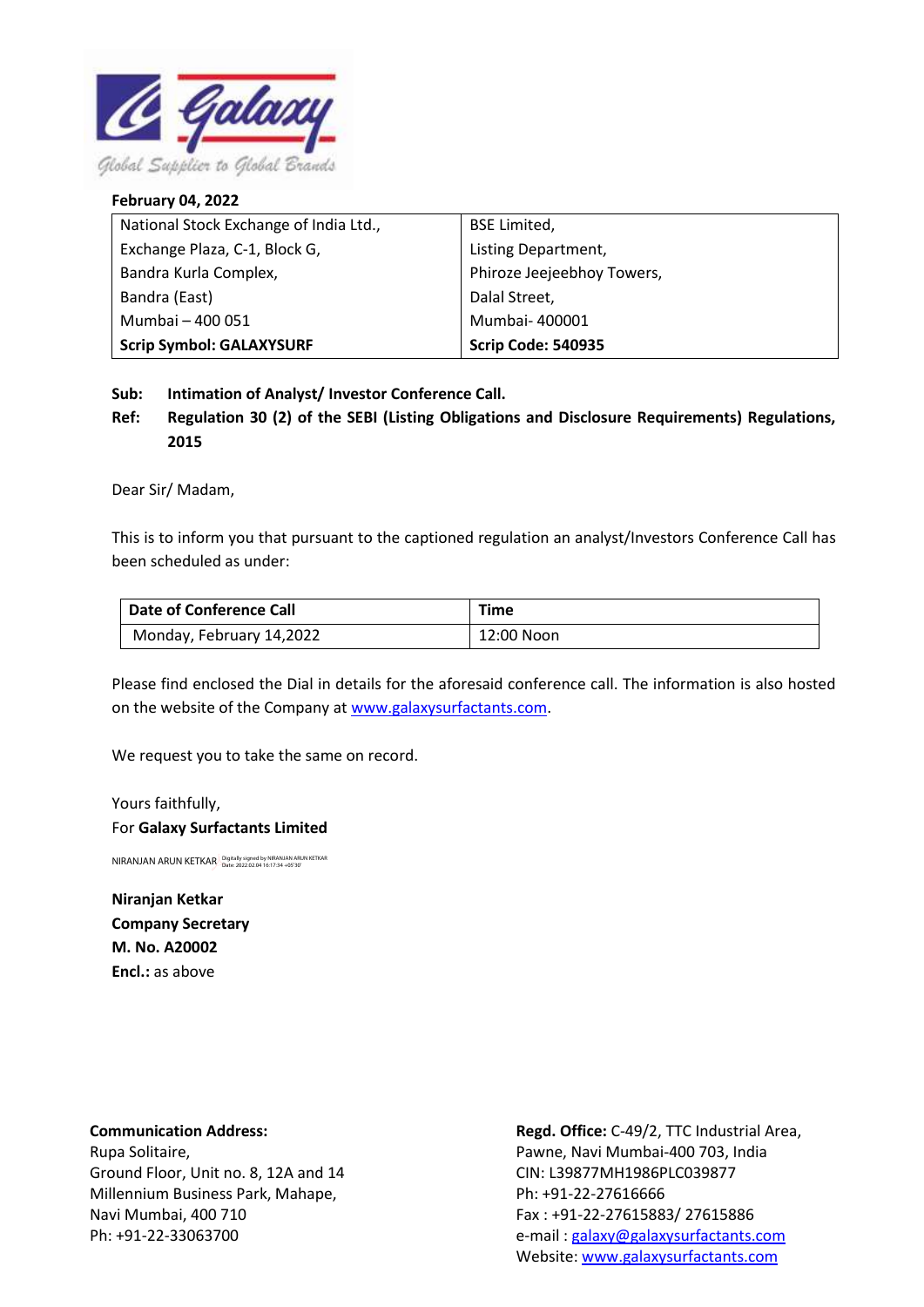Galaxy
Global Supplier to Global Brands

**February 04, 2022**

| National Stock Exchange of India Ltd., | BSE Limited, |
|---|---|
| Exchange Plaza, C-1, Block G, | Listing Department, |
| Bandra Kurla Complex, | Phiroze Jeejeebhoy Towers, |
| Bandra (East) | Dalal Street, |
| Mumbai – 400 051 | Mumbai- 400001 |
| **Scrip Symbol: GALAXYSURF** | **Scrip Code: 540935** |

**Sub: Intimation of Analyst/ Investor Conference Call.**

**Ref: Regulation 30 (2) of the SEBI (Listing Obligations and Disclosure Requirements) Regulations, 2015**

Dear Sir/ Madam,

This is to inform you that pursuant to the captioned regulation an analyst/Investors Conference Call has been scheduled as under:

| Date of Conference Call | Time |
|---|---|
| Monday, February 14,2022 | 12:00 Noon |

Please find enclosed the Dial in details for the aforesaid conference call. The information is also hosted on the website of the Company at www.galaxysurfactants.com.

We request you to take the same on record.

Yours faithfully,
For **Galaxy Surfactants Limited**

NIRANJAN ARUN KETKAR Digitally signed by NIRANJAN ARUN KETKAR Date: 2022.02.04 16:17:34 +05'30'

**Niranjan Ketkar**
**Company Secretary**
**M. No. A20002**
**Encl.:** as above

**Communication Address:**
Rupa Solitaire,
Ground Floor, Unit no. 8, 12A and 14
Millennium Business Park, Mahape,
Navi Mumbai, 400 710
Ph: +91-22-33063700

**Regd. Office:** C-49/2, TTC Industrial Area,
Pawne, Navi Mumbai-400 703, India
CIN: L39877MH1986PLC039877
Ph: +91-22-27616666
Fax : +91-22-27615883/ 27615886
e-mail : galaxy@galaxysurfactants.com
Website: www.galaxysurfactants.com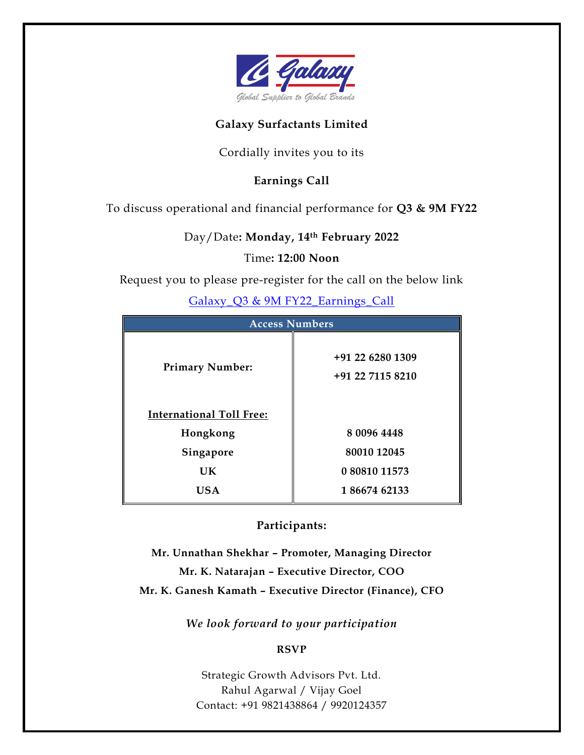Global Supplier to Global Brands

**Galaxy Surfactants Limited**

Cordially invites you to its

**Earnings Call**

To discuss operational and financial performance for **Q3 & 9M FY22**

Day/Date**: Monday, 14th February 2022**

Time**: 12:00 Noon**

Request you to please pre-register for the call on the below link

Galaxy_Q3 & 9M FY22_Earnings_Call

| Access Numbers | |
|---|---|
| **Primary Number:** | **+91 22 6280 1309**<br>**+91 22 7115 8210** |
| **International Toll Free:** | |
| **Hongkong** | **8 0096 4448** |
| **Singapore** | **80010 12045** |
| **UK** | **0 80810 11573** |
| **USA** | **1 86674 62133** |

**Participants:**

**Mr. Unnathan Shekhar – Promoter, Managing Director**

**Mr. K. Natarajan – Executive Director, COO**

**Mr. K. Ganesh Kamath – Executive Director (Finance), CFO**

***We look forward to your participation***

**RSVP**

Strategic Growth Advisors Pvt. Ltd.
Rahul Agarwal / Vijay Goel
Contact: +91 9821438864 / 9920124357